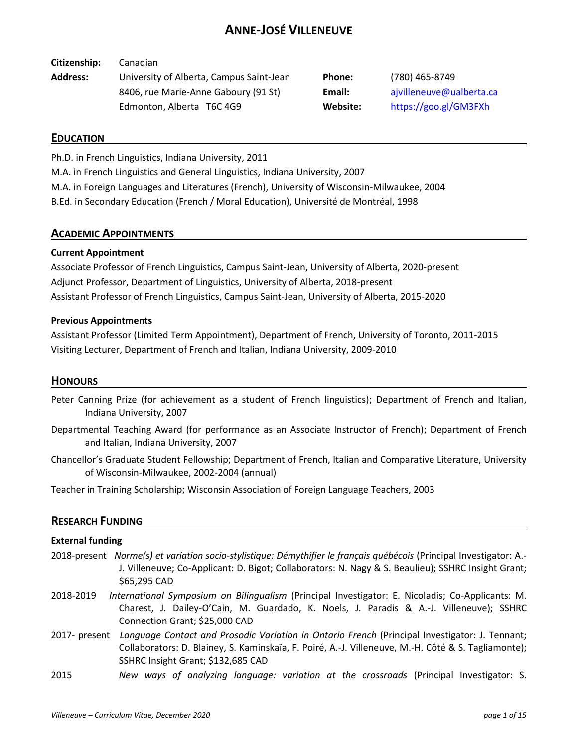# ANNE-JOSÉ VILLENEUVE

**Citizenship:** Canadian

**Address:** University of Alberta, Campus Saint-Jean
8406, rue Marie-Anne Gaboury (91 St)
Edmonton, Alberta T6C 4G9

**Phone:** (780) 465-8749
**Email:** ajvilleneuve@ualberta.ca
**Website:** https://goo.gl/GM3FXh

## EDUCATION

Ph.D. in French Linguistics, Indiana University, 2011

M.A. in French Linguistics and General Linguistics, Indiana University, 2007

M.A. in Foreign Languages and Literatures (French), University of Wisconsin-Milwaukee, 2004

B.Ed. in Secondary Education (French / Moral Education), Université de Montréal, 1998

## ACADEMIC APPOINTMENTS

**Current Appointment**

Associate Professor of French Linguistics, Campus Saint-Jean, University of Alberta, 2020-present

Adjunct Professor, Department of Linguistics, University of Alberta, 2018-present

Assistant Professor of French Linguistics, Campus Saint-Jean, University of Alberta, 2015-2020

**Previous Appointments**

Assistant Professor (Limited Term Appointment), Department of French, University of Toronto, 2011-2015

Visiting Lecturer, Department of French and Italian, Indiana University, 2009-2010

## HONOURS

Peter Canning Prize (for achievement as a student of French linguistics); Department of French and Italian, Indiana University, 2007

Departmental Teaching Award (for performance as an Associate Instructor of French); Department of French and Italian, Indiana University, 2007

Chancellor's Graduate Student Fellowship; Department of French, Italian and Comparative Literature, University of Wisconsin-Milwaukee, 2002-2004 (annual)

Teacher in Training Scholarship; Wisconsin Association of Foreign Language Teachers, 2003

## RESEARCH FUNDING

**External funding**

2018-present *Norme(s) et variation socio-stylistique: Démythifier le français québécois* (Principal Investigator: A.-J. Villeneuve; Co-Applicant: D. Bigot; Collaborators: N. Nagy & S. Beaulieu); SSHRC Insight Grant; $65,295 CAD

2018-2019 *International Symposium on Bilingualism* (Principal Investigator: E. Nicoladis; Co-Applicants: M. Charest, J. Dailey-O'Cain, M. Guardado, K. Noels, J. Paradis & A.-J. Villeneuve); SSHRC Connection Grant; $25,000 CAD

2017- present *Language Contact and Prosodic Variation in Ontario French* (Principal Investigator: J. Tennant; Collaborators: D. Blainey, S. Kaminskaïa, F. Poiré, A.-J. Villeneuve, M.-H. Côté & S. Tagliamonte); SSHRC Insight Grant; $132,685 CAD

2015 *New ways of analyzing language: variation at the crossroads* (Principal Investigator: S.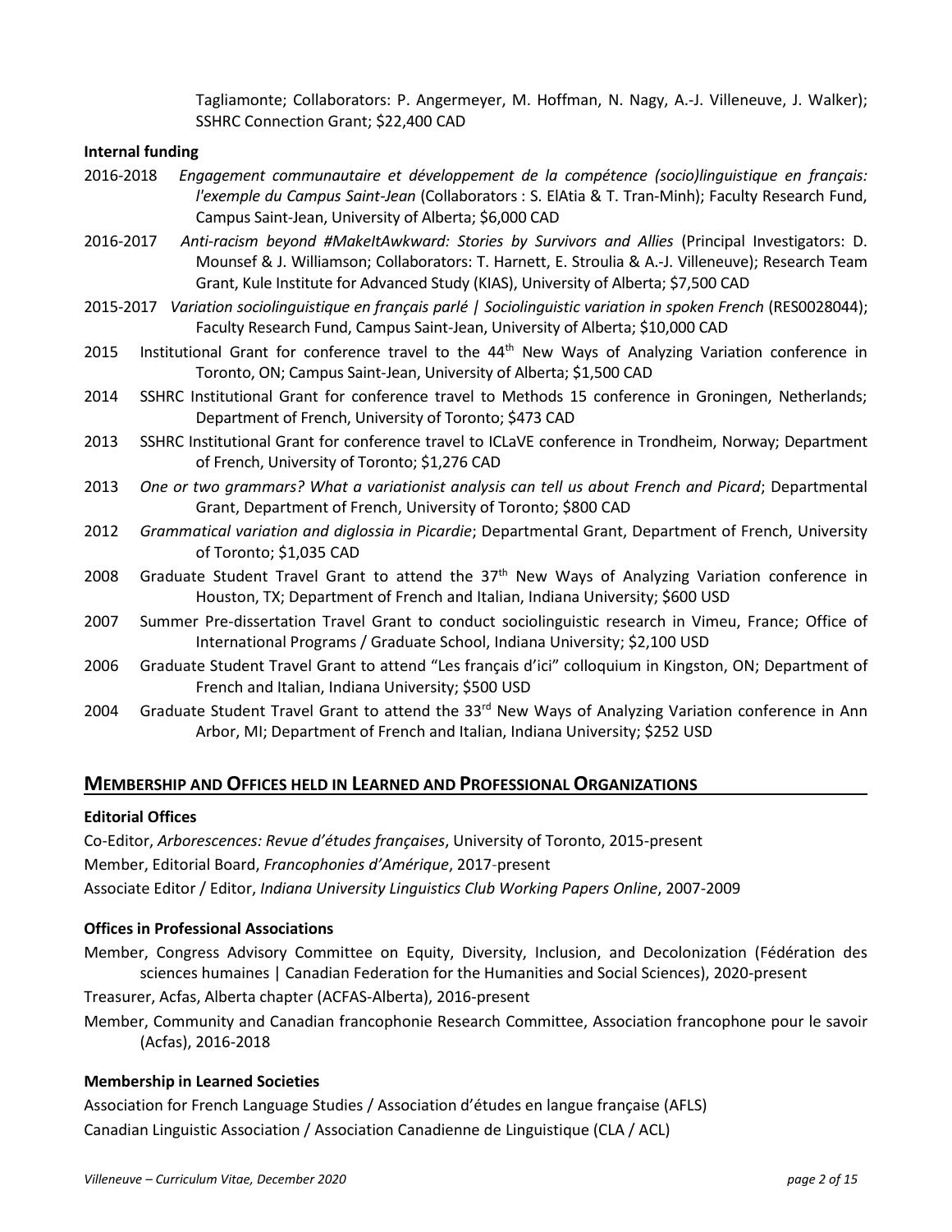Tagliamonte; Collaborators: P. Angermeyer, M. Hoffman, N. Nagy, A.-J. Villeneuve, J. Walker); SSHRC Connection Grant; $22,400 CAD

**Internal funding**

2016-2018 *Engagement communautaire et développement de la compétence (socio)linguistique en français: l'exemple du Campus Saint-Jean* (Collaborators : S. ElAtia & T. Tran-Minh); Faculty Research Fund, Campus Saint-Jean, University of Alberta; $6,000 CAD

2016-2017 *Anti-racism beyond #MakeItAwkward: Stories by Survivors and Allies* (Principal Investigators: D. Mounsef & J. Williamson; Collaborators: T. Harnett, E. Stroulia & A.-J. Villeneuve); Research Team Grant, Kule Institute for Advanced Study (KIAS), University of Alberta; $7,500 CAD

2015-2017 *Variation sociolinguistique en français parlé | Sociolinguistic variation in spoken French* (RES0028044); Faculty Research Fund, Campus Saint-Jean, University of Alberta; $10,000 CAD

2015 Institutional Grant for conference travel to the 44th New Ways of Analyzing Variation conference in Toronto, ON; Campus Saint-Jean, University of Alberta; $1,500 CAD

2014 SSHRC Institutional Grant for conference travel to Methods 15 conference in Groningen, Netherlands; Department of French, University of Toronto; $473 CAD

2013 SSHRC Institutional Grant for conference travel to ICLaVE conference in Trondheim, Norway; Department of French, University of Toronto; $1,276 CAD

2013 *One or two grammars? What a variationist analysis can tell us about French and Picard*; Departmental Grant, Department of French, University of Toronto; $800 CAD

2012 *Grammatical variation and diglossia in Picardie*; Departmental Grant, Department of French, University of Toronto; $1,035 CAD

2008 Graduate Student Travel Grant to attend the 37th New Ways of Analyzing Variation conference in Houston, TX; Department of French and Italian, Indiana University; $600 USD

2007 Summer Pre-dissertation Travel Grant to conduct sociolinguistic research in Vimeu, France; Office of International Programs / Graduate School, Indiana University; $2,100 USD

2006 Graduate Student Travel Grant to attend "Les français d'ici" colloquium in Kingston, ON; Department of French and Italian, Indiana University; $500 USD

2004 Graduate Student Travel Grant to attend the 33rd New Ways of Analyzing Variation conference in Ann Arbor, MI; Department of French and Italian, Indiana University; $252 USD

## MEMBERSHIP AND OFFICES HELD IN LEARNED AND PROFESSIONAL ORGANIZATIONS

**Editorial Offices**

Co-Editor, *Arborescences: Revue d'études françaises*, University of Toronto, 2015-present

Member, Editorial Board, *Francophonies d'Amérique*, 2017-present

Associate Editor / Editor, *Indiana University Linguistics Club Working Papers Online*, 2007-2009

**Offices in Professional Associations**

Member, Congress Advisory Committee on Equity, Diversity, Inclusion, and Decolonization (Fédération des sciences humaines | Canadian Federation for the Humanities and Social Sciences), 2020-present

Treasurer, Acfas, Alberta chapter (ACFAS-Alberta), 2016-present

Member, Community and Canadian francophonie Research Committee, Association francophone pour le savoir (Acfas), 2016-2018

**Membership in Learned Societies**

Association for French Language Studies / Association d'études en langue française (AFLS)

Canadian Linguistic Association / Association Canadienne de Linguistique (CLA / ACL)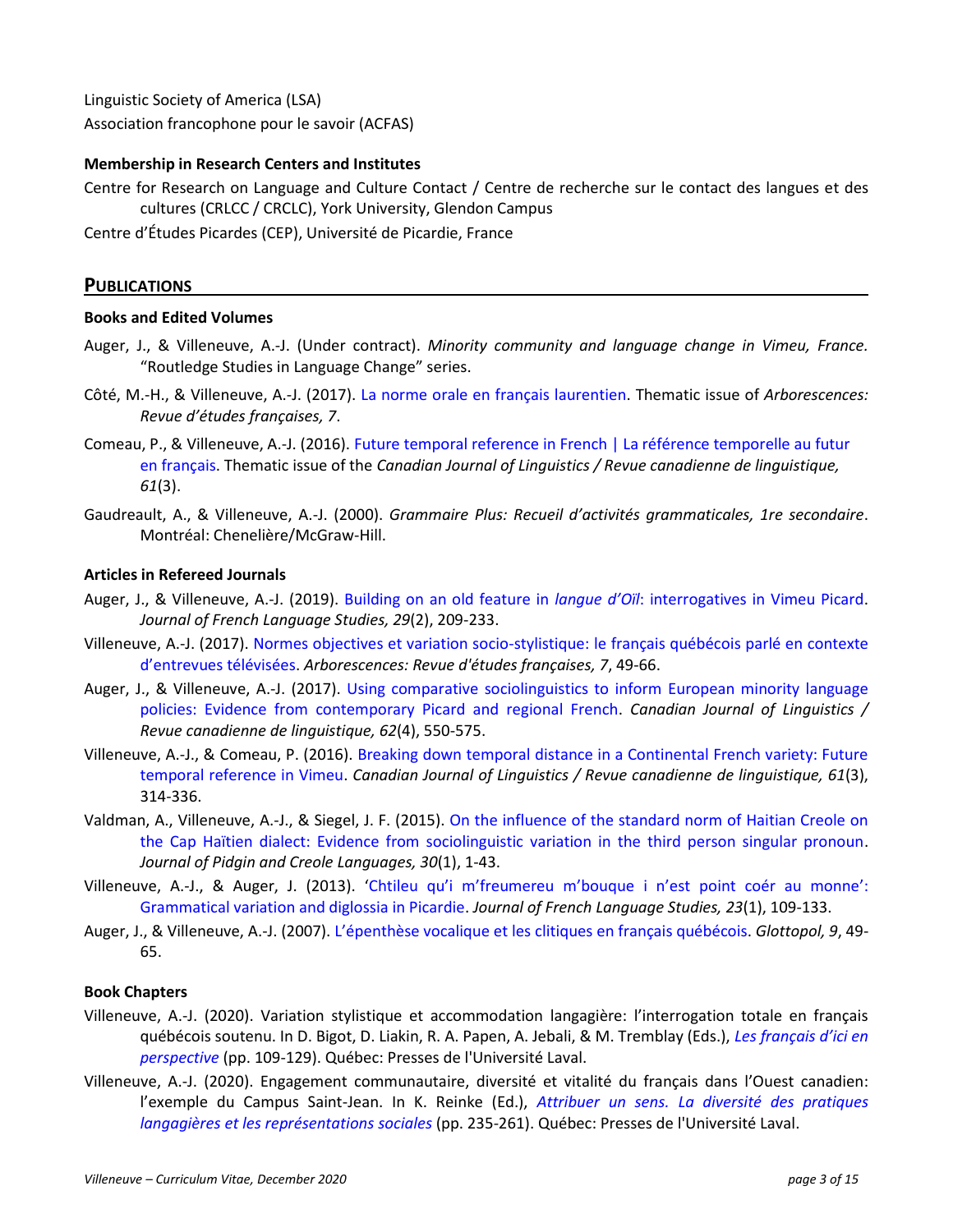Linguistic Society of America (LSA)
Association francophone pour le savoir (ACFAS)

**Membership in Research Centers and Institutes**

Centre for Research on Language and Culture Contact / Centre de recherche sur le contact des langues et des cultures (CRLCC / CRCLC), York University, Glendon Campus

Centre d'Études Picardes (CEP), Université de Picardie, France

## PUBLICATIONS

**Books and Edited Volumes**

Auger, J., & Villeneuve, A.-J. (Under contract). *Minority community and language change in Vimeu, France.* "Routledge Studies in Language Change" series.

Côté, M.-H., & Villeneuve, A.-J. (2017). La norme orale en français laurentien. Thematic issue of *Arborescences: Revue d'études françaises, 7*.

Comeau, P., & Villeneuve, A.-J. (2016). Future temporal reference in French | La référence temporelle au futur en français. Thematic issue of the *Canadian Journal of Linguistics / Revue canadienne de linguistique, 61*(3).

Gaudreault, A., & Villeneuve, A.-J. (2000). *Grammaire Plus: Recueil d'activités grammaticales, 1re secondaire*. Montréal: Chenelière/McGraw-Hill.

**Articles in Refereed Journals**

Auger, J., & Villeneuve, A.-J. (2019). Building on an old feature in *langue d'Oïl*: interrogatives in Vimeu Picard. *Journal of French Language Studies, 29*(2), 209-233.

Villeneuve, A.-J. (2017). Normes objectives et variation socio-stylistique: le français québécois parlé en contexte d'entrevues télévisées. *Arborescences: Revue d'études françaises, 7*, 49-66.

Auger, J., & Villeneuve, A.-J. (2017). Using comparative sociolinguistics to inform European minority language policies: Evidence from contemporary Picard and regional French. *Canadian Journal of Linguistics / Revue canadienne de linguistique, 62*(4), 550-575.

Villeneuve, A.-J., & Comeau, P. (2016). Breaking down temporal distance in a Continental French variety: Future temporal reference in Vimeu. *Canadian Journal of Linguistics / Revue canadienne de linguistique, 61*(3), 314-336.

Valdman, A., Villeneuve, A.-J., & Siegel, J. F. (2015). On the influence of the standard norm of Haitian Creole on the Cap Haïtien dialect: Evidence from sociolinguistic variation in the third person singular pronoun. *Journal of Pidgin and Creole Languages, 30*(1), 1-43.

Villeneuve, A.-J., & Auger, J. (2013). 'Chtileu qu'i m'freumereu m'bouque i n'est point coér au monne': Grammatical variation and diglossia in Picardie. *Journal of French Language Studies, 23*(1), 109-133.

Auger, J., & Villeneuve, A.-J. (2007). L'épenthèse vocalique et les clitiques en français québécois. *Glottopol, 9*, 49-65.

**Book Chapters**

Villeneuve, A.-J. (2020). Variation stylistique et accommodation langagière: l'interrogation totale en français québécois soutenu. In D. Bigot, D. Liakin, R. A. Papen, A. Jebali, & M. Tremblay (Eds.), *Les français d'ici en perspective* (pp. 109-129). Québec: Presses de l'Université Laval.

Villeneuve, A.-J. (2020). Engagement communautaire, diversité et vitalité du français dans l'Ouest canadien: l'exemple du Campus Saint-Jean. In K. Reinke (Ed.), *Attribuer un sens. La diversité des pratiques langagières et les représentations sociales* (pp. 235-261). Québec: Presses de l'Université Laval.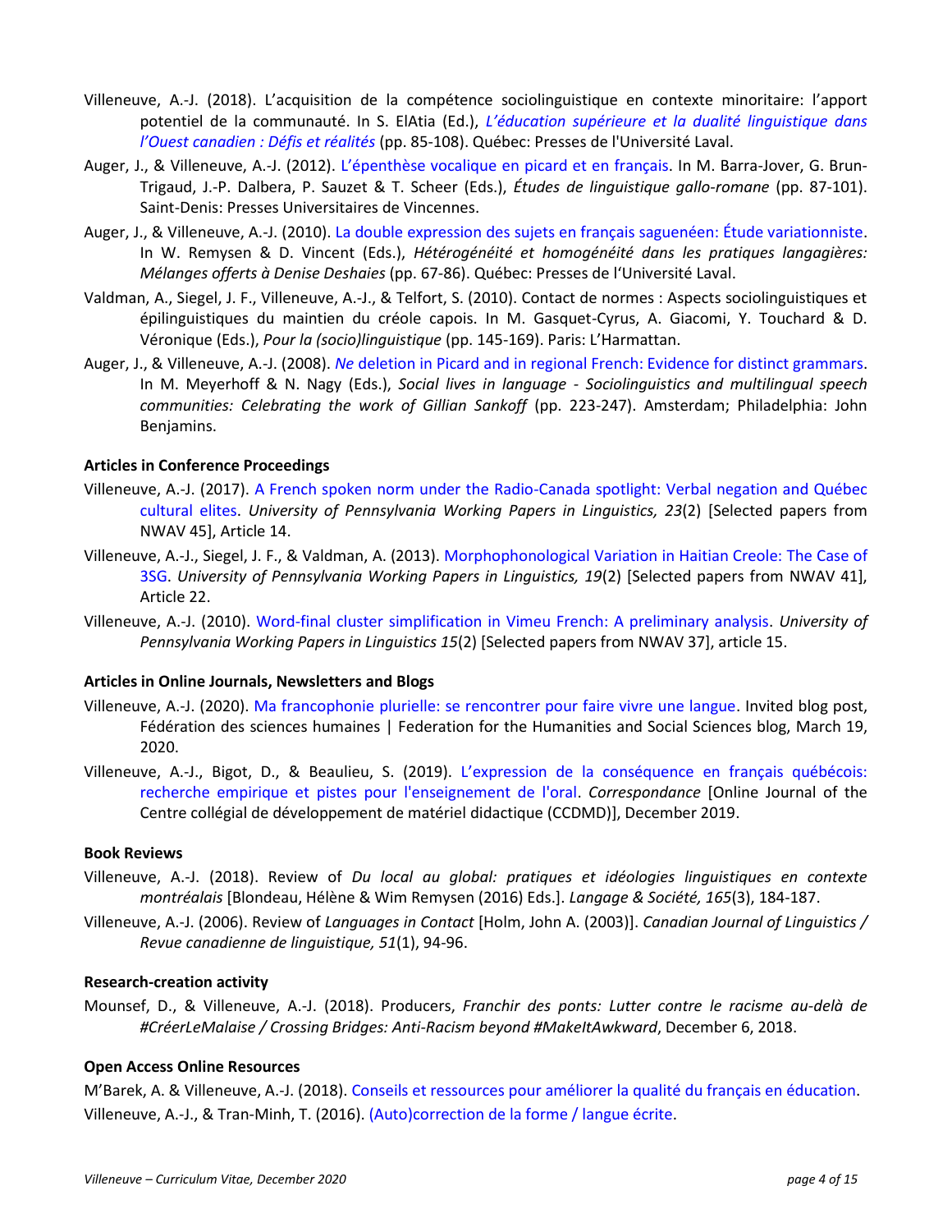Villeneuve, A.-J. (2018). L'acquisition de la compétence sociolinguistique en contexte minoritaire: l'apport potentiel de la communauté. In S. ElAtia (Ed.), *L'éducation supérieure et la dualité linguistique dans l'Ouest canadien : Défis et réalités* (pp. 85-108). Québec: Presses de l'Université Laval.

Auger, J., & Villeneuve, A.-J. (2012). L'épenthèse vocalique en picard et en français. In M. Barra-Jover, G. Brun-Trigaud, J.-P. Dalbera, P. Sauzet & T. Scheer (Eds.), *Études de linguistique gallo-romane* (pp. 87-101). Saint-Denis: Presses Universitaires de Vincennes.

Auger, J., & Villeneuve, A.-J. (2010). La double expression des sujets en français saguenéen: Étude variationniste. In W. Remysen & D. Vincent (Eds.), *Hétérogénéité et homogénéité dans les pratiques langagières: Mélanges offerts à Denise Deshaies* (pp. 67-86). Québec: Presses de l'Université Laval.

Valdman, A., Siegel, J. F., Villeneuve, A.-J., & Telfort, S. (2010). Contact de normes : Aspects sociolinguistiques et épilinguistiques du maintien du créole capois. In M. Gasquet-Cyrus, A. Giacomi, Y. Touchard & D. Véronique (Eds.), *Pour la (socio)linguistique* (pp. 145-169). Paris: L'Harmattan.

Auger, J., & Villeneuve, A.-J. (2008). *Ne* deletion in Picard and in regional French: Evidence for distinct grammars. In M. Meyerhoff & N. Nagy (Eds.), *Social lives in language - Sociolinguistics and multilingual speech communities: Celebrating the work of Gillian Sankoff* (pp. 223-247). Amsterdam; Philadelphia: John Benjamins.

**Articles in Conference Proceedings**

Villeneuve, A.-J. (2017). A French spoken norm under the Radio-Canada spotlight: Verbal negation and Québec cultural elites. *University of Pennsylvania Working Papers in Linguistics, 23*(2) [Selected papers from NWAV 45], Article 14.

Villeneuve, A.-J., Siegel, J. F., & Valdman, A. (2013). Morphophonological Variation in Haitian Creole: The Case of 3SG. *University of Pennsylvania Working Papers in Linguistics, 19*(2) [Selected papers from NWAV 41], Article 22.

Villeneuve, A.-J. (2010). Word-final cluster simplification in Vimeu French: A preliminary analysis. *University of Pennsylvania Working Papers in Linguistics 15*(2) [Selected papers from NWAV 37], article 15.

**Articles in Online Journals, Newsletters and Blogs**

Villeneuve, A.-J. (2020). Ma francophonie plurielle: se rencontrer pour faire vivre une langue. Invited blog post, Fédération des sciences humaines | Federation for the Humanities and Social Sciences blog, March 19, 2020.

Villeneuve, A.-J., Bigot, D., & Beaulieu, S. (2019). L'expression de la conséquence en français québécois: recherche empirique et pistes pour l'enseignement de l'oral. *Correspondance* [Online Journal of the Centre collégial de développement de matériel didactique (CCDMD)], December 2019.

**Book Reviews**

Villeneuve, A.-J. (2018). Review of *Du local au global: pratiques et idéologies linguistiques en contexte montréalais* [Blondeau, Hélène & Wim Remysen (2016) Eds.]. *Langage & Société, 165*(3), 184-187.

Villeneuve, A.-J. (2006). Review of *Languages in Contact* [Holm, John A. (2003)]. *Canadian Journal of Linguistics / Revue canadienne de linguistique, 51*(1), 94-96.

**Research-creation activity**

Mounsef, D., & Villeneuve, A.-J. (2018). Producers, *Franchir des ponts: Lutter contre le racisme au-delà de #CréerLeMalaise / Crossing Bridges: Anti-Racism beyond #MakeItAwkward*, December 6, 2018.

**Open Access Online Resources**

M'Barek, A. & Villeneuve, A.-J. (2018). Conseils et ressources pour améliorer la qualité du français en éducation.

Villeneuve, A.-J., & Tran-Minh, T. (2016). (Auto)correction de la forme / langue écrite.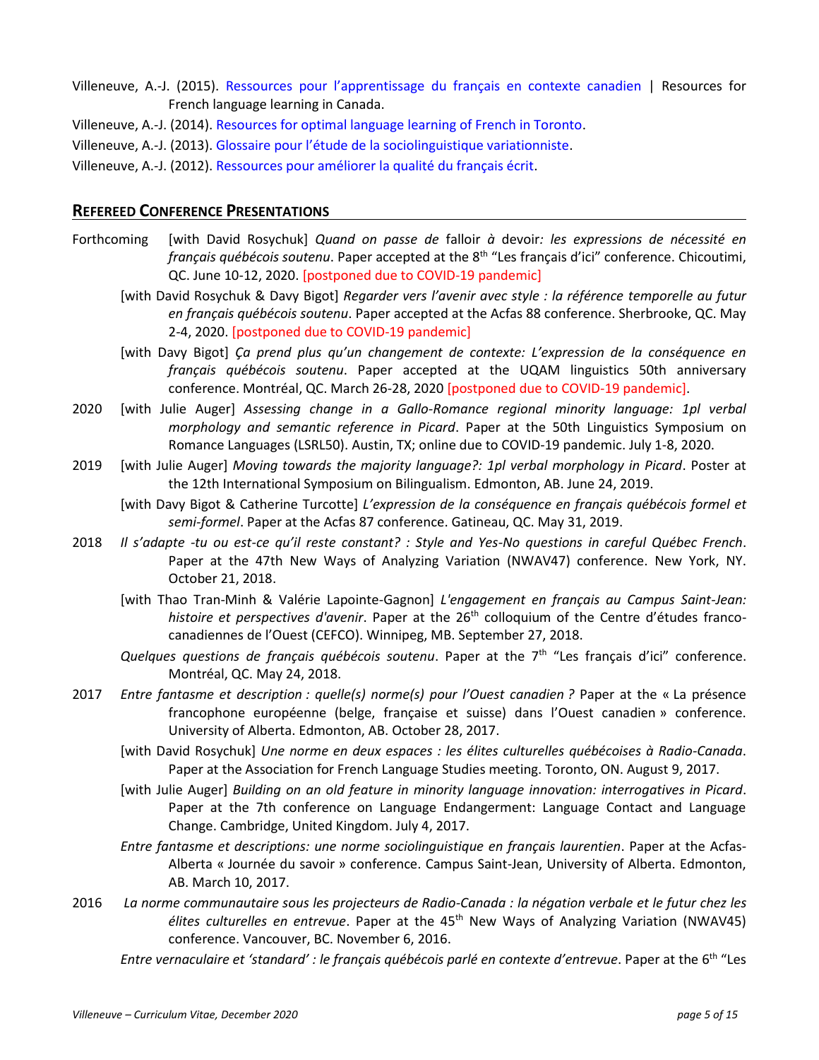Villeneuve, A.-J. (2015). Ressources pour l'apprentissage du français en contexte canadien | Resources for French language learning in Canada.

Villeneuve, A.-J. (2014). Resources for optimal language learning of French in Toronto.

Villeneuve, A.-J. (2013). Glossaire pour l'étude de la sociolinguistique variationniste.

Villeneuve, A.-J. (2012). Ressources pour améliorer la qualité du français écrit.

## REFEREED CONFERENCE PRESENTATIONS

Forthcoming [with David Rosychuk] *Quand on passe de* falloir *à* devoir*: les expressions de nécessité en français québécois soutenu*. Paper accepted at the 8th "Les français d'ici" conference. Chicoutimi, QC. June 10-12, 2020. [postponed due to COVID-19 pandemic]

[with David Rosychuk & Davy Bigot] *Regarder vers l'avenir avec style : la référence temporelle au futur en français québécois soutenu*. Paper accepted at the Acfas 88 conference. Sherbrooke, QC. May 2-4, 2020. [postponed due to COVID-19 pandemic]

[with Davy Bigot] *Ça prend plus qu'un changement de contexte: L'expression de la conséquence en français québécois soutenu*. Paper accepted at the UQAM linguistics 50th anniversary conference. Montréal, QC. March 26-28, 2020 [postponed due to COVID-19 pandemic].

2020 [with Julie Auger] *Assessing change in a Gallo-Romance regional minority language: 1pl verbal morphology and semantic reference in Picard*. Paper at the 50th Linguistics Symposium on Romance Languages (LSRL50). Austin, TX; online due to COVID-19 pandemic. July 1-8, 2020.

2019 [with Julie Auger] *Moving towards the majority language?: 1pl verbal morphology in Picard*. Poster at the 12th International Symposium on Bilingualism. Edmonton, AB. June 24, 2019.

[with Davy Bigot & Catherine Turcotte] *L'expression de la conséquence en français québécois formel et semi-formel*. Paper at the Acfas 87 conference. Gatineau, QC. May 31, 2019.

2018 *Il s'adapte -tu ou est-ce qu'il reste constant? : Style and Yes-No questions in careful Québec French*. Paper at the 47th New Ways of Analyzing Variation (NWAV47) conference. New York, NY. October 21, 2018.

[with Thao Tran-Minh & Valérie Lapointe-Gagnon] *L'engagement en français au Campus Saint-Jean: histoire et perspectives d'avenir*. Paper at the 26th colloquium of the Centre d'études franco-canadiennes de l'Ouest (CEFCO). Winnipeg, MB. September 27, 2018.

*Quelques questions de français québécois soutenu*. Paper at the 7th "Les français d'ici" conference. Montréal, QC. May 24, 2018.

2017 *Entre fantasme et description : quelle(s) norme(s) pour l'Ouest canadien ?* Paper at the « La présence francophone européenne (belge, française et suisse) dans l'Ouest canadien » conference. University of Alberta. Edmonton, AB. October 28, 2017.

[with David Rosychuk] *Une norme en deux espaces : les élites culturelles québécoises à Radio-Canada*. Paper at the Association for French Language Studies meeting. Toronto, ON. August 9, 2017.

[with Julie Auger] *Building on an old feature in minority language innovation: interrogatives in Picard*. Paper at the 7th conference on Language Endangerment: Language Contact and Language Change. Cambridge, United Kingdom. July 4, 2017.

*Entre fantasme et descriptions: une norme sociolinguistique en français laurentien*. Paper at the Acfas-Alberta « Journée du savoir » conference. Campus Saint-Jean, University of Alberta. Edmonton, AB. March 10, 2017.

2016 *La norme communautaire sous les projecteurs de Radio-Canada : la négation verbale et le futur chez les élites culturelles en entrevue*. Paper at the 45th New Ways of Analyzing Variation (NWAV45) conference. Vancouver, BC. November 6, 2016.

*Entre vernaculaire et 'standard' : le français québécois parlé en contexte d'entrevue*. Paper at the 6th "Les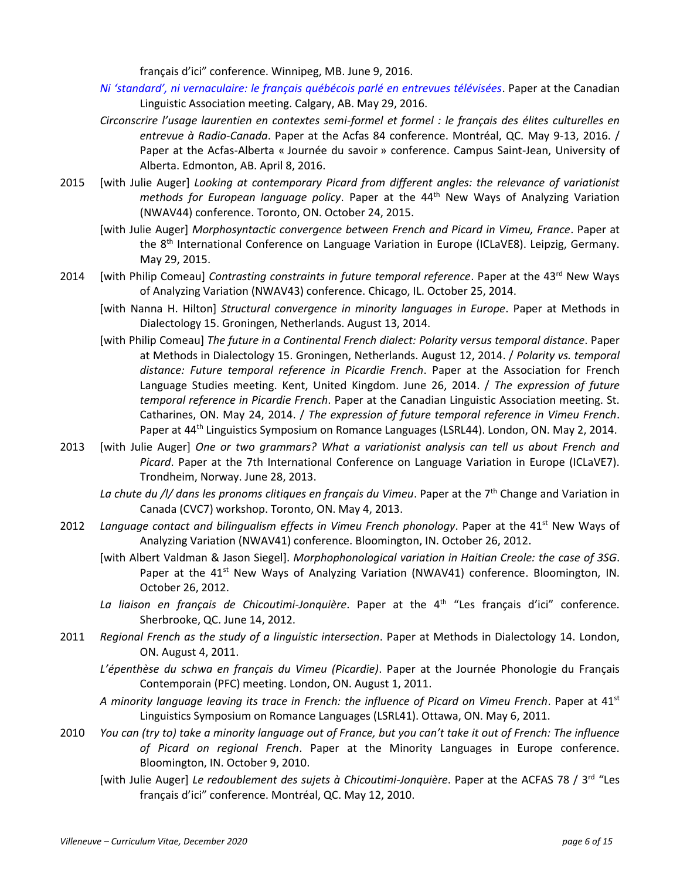français d'ici" conference. Winnipeg, MB. June 9, 2016.

*Ni 'standard', ni vernaculaire: le français québécois parlé en entrevues télévisées*. Paper at the Canadian Linguistic Association meeting. Calgary, AB. May 29, 2016.

*Circonscrire l'usage laurentien en contextes semi-formel et formel : le français des élites culturelles en entrevue à Radio-Canada*. Paper at the Acfas 84 conference. Montréal, QC. May 9-13, 2016. / Paper at the Acfas-Alberta « Journée du savoir » conference. Campus Saint-Jean, University of Alberta. Edmonton, AB. April 8, 2016.

2015 [with Julie Auger] *Looking at contemporary Picard from different angles: the relevance of variationist methods for European language policy*. Paper at the 44th New Ways of Analyzing Variation (NWAV44) conference. Toronto, ON. October 24, 2015.

[with Julie Auger] *Morphosyntactic convergence between French and Picard in Vimeu, France*. Paper at the 8th International Conference on Language Variation in Europe (ICLaVE8). Leipzig, Germany. May 29, 2015.

2014 [with Philip Comeau] *Contrasting constraints in future temporal reference*. Paper at the 43rd New Ways of Analyzing Variation (NWAV43) conference. Chicago, IL. October 25, 2014.

[with Nanna H. Hilton] *Structural convergence in minority languages in Europe*. Paper at Methods in Dialectology 15. Groningen, Netherlands. August 13, 2014.

[with Philip Comeau] *The future in a Continental French dialect: Polarity versus temporal distance*. Paper at Methods in Dialectology 15. Groningen, Netherlands. August 12, 2014. / *Polarity vs. temporal distance: Future temporal reference in Picardie French*. Paper at the Association for French Language Studies meeting. Kent, United Kingdom. June 26, 2014. / *The expression of future temporal reference in Picardie French*. Paper at the Canadian Linguistic Association meeting. St. Catharines, ON. May 24, 2014. / *The expression of future temporal reference in Vimeu French*. Paper at 44th Linguistics Symposium on Romance Languages (LSRL44). London, ON. May 2, 2014.

2013 [with Julie Auger] *One or two grammars? What a variationist analysis can tell us about French and Picard*. Paper at the 7th International Conference on Language Variation in Europe (ICLaVE7). Trondheim, Norway. June 28, 2013.

*La chute du /l/ dans les pronoms clitiques en français du Vimeu*. Paper at the 7th Change and Variation in Canada (CVC7) workshop. Toronto, ON. May 4, 2013.

2012 *Language contact and bilingualism effects in Vimeu French phonology*. Paper at the 41st New Ways of Analyzing Variation (NWAV41) conference. Bloomington, IN. October 26, 2012.

[with Albert Valdman & Jason Siegel]. *Morphophonological variation in Haitian Creole: the case of 3SG*. Paper at the 41st New Ways of Analyzing Variation (NWAV41) conference. Bloomington, IN. October 26, 2012.

*La liaison en français de Chicoutimi-Jonquière*. Paper at the 4th "Les français d'ici" conference. Sherbrooke, QC. June 14, 2012.

2011 *Regional French as the study of a linguistic intersection*. Paper at Methods in Dialectology 14. London, ON. August 4, 2011.

*L'épenthèse du schwa en français du Vimeu (Picardie)*. Paper at the Journée Phonologie du Français Contemporain (PFC) meeting. London, ON. August 1, 2011.

*A minority language leaving its trace in French: the influence of Picard on Vimeu French*. Paper at 41st Linguistics Symposium on Romance Languages (LSRL41). Ottawa, ON. May 6, 2011.

2010 *You can (try to) take a minority language out of France, but you can't take it out of French: The influence of Picard on regional French*. Paper at the Minority Languages in Europe conference. Bloomington, IN. October 9, 2010.

[with Julie Auger] *Le redoublement des sujets à Chicoutimi-Jonquière*. Paper at the ACFAS 78 / 3rd "Les français d'ici" conference. Montréal, QC. May 12, 2010.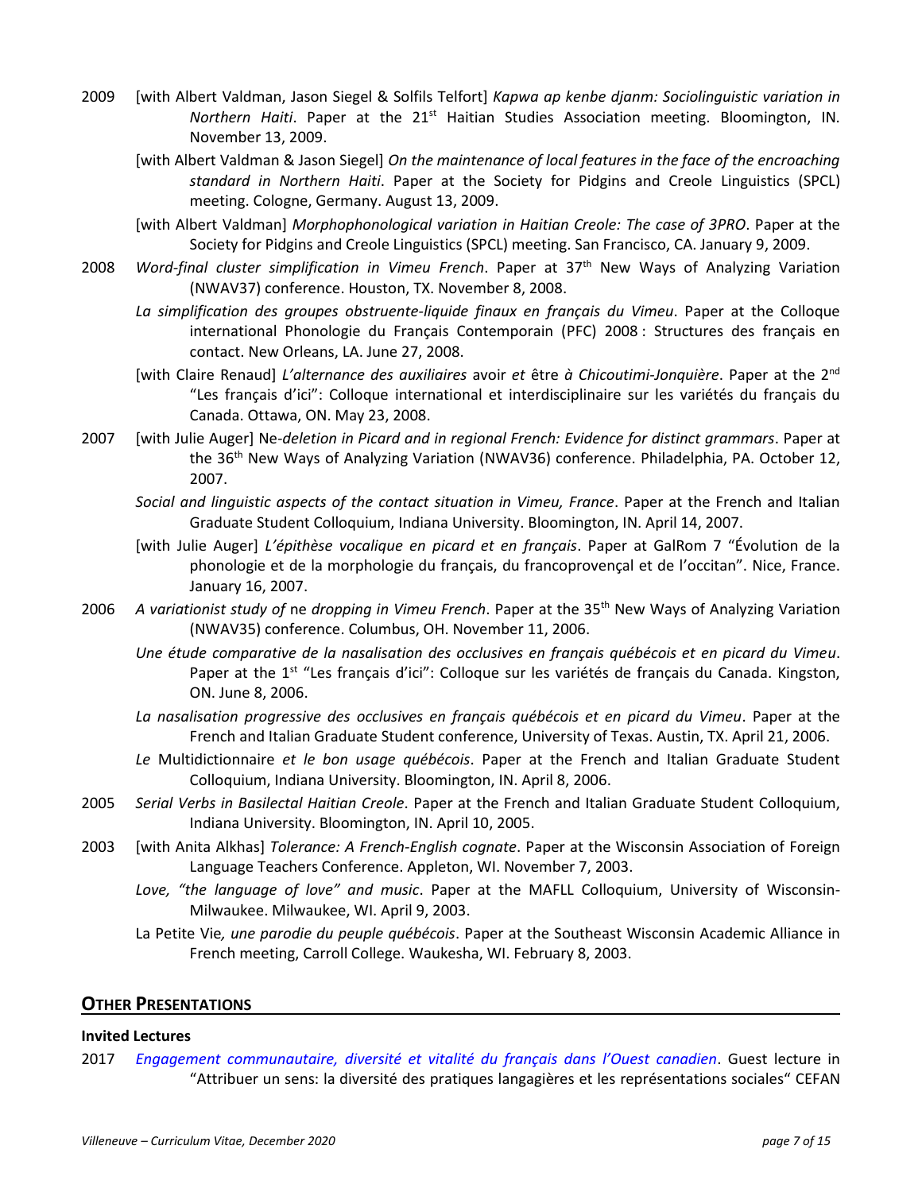2009 [with Albert Valdman, Jason Siegel & Solfils Telfort] *Kapwa ap kenbe djanm: Sociolinguistic variation in Northern Haiti*. Paper at the 21st Haitian Studies Association meeting. Bloomington, IN. November 13, 2009.

[with Albert Valdman & Jason Siegel] *On the maintenance of local features in the face of the encroaching standard in Northern Haiti*. Paper at the Society for Pidgins and Creole Linguistics (SPCL) meeting. Cologne, Germany. August 13, 2009.

[with Albert Valdman] *Morphophonological variation in Haitian Creole: The case of 3PRO*. Paper at the Society for Pidgins and Creole Linguistics (SPCL) meeting. San Francisco, CA. January 9, 2009.

2008 *Word-final cluster simplification in Vimeu French*. Paper at 37th New Ways of Analyzing Variation (NWAV37) conference. Houston, TX. November 8, 2008.

*La simplification des groupes obstruente-liquide finaux en français du Vimeu*. Paper at the Colloque international Phonologie du Français Contemporain (PFC) 2008 : Structures des français en contact. New Orleans, LA. June 27, 2008.

[with Claire Renaud] *L'alternance des auxiliaires* avoir *et* être *à Chicoutimi-Jonquière*. Paper at the 2nd "Les français d'ici": Colloque international et interdisciplinaire sur les variétés du français du Canada. Ottawa, ON. May 23, 2008.

2007 [with Julie Auger] Ne*-deletion in Picard and in regional French: Evidence for distinct grammars*. Paper at the 36th New Ways of Analyzing Variation (NWAV36) conference. Philadelphia, PA. October 12, 2007.

*Social and linguistic aspects of the contact situation in Vimeu, France*. Paper at the French and Italian Graduate Student Colloquium, Indiana University. Bloomington, IN. April 14, 2007.

[with Julie Auger] *L'épithèse vocalique en picard et en français*. Paper at GalRom 7 "Évolution de la phonologie et de la morphologie du français, du francoprovençal et de l'occitan". Nice, France. January 16, 2007.

2006 *A variationist study of* ne *dropping in Vimeu French*. Paper at the 35th New Ways of Analyzing Variation (NWAV35) conference. Columbus, OH. November 11, 2006.

*Une étude comparative de la nasalisation des occlusives en français québécois et en picard du Vimeu*. Paper at the 1st "Les français d'ici": Colloque sur les variétés de français du Canada. Kingston, ON. June 8, 2006.

*La nasalisation progressive des occlusives en français québécois et en picard du Vimeu*. Paper at the French and Italian Graduate Student conference, University of Texas. Austin, TX. April 21, 2006.

*Le* Multidictionnaire *et le bon usage québécois*. Paper at the French and Italian Graduate Student Colloquium, Indiana University. Bloomington, IN. April 8, 2006.

2005 *Serial Verbs in Basilectal Haitian Creole*. Paper at the French and Italian Graduate Student Colloquium, Indiana University. Bloomington, IN. April 10, 2005.

2003 [with Anita Alkhas] *Tolerance: A French-English cognate*. Paper at the Wisconsin Association of Foreign Language Teachers Conference. Appleton, WI. November 7, 2003.

*Love, "the language of love" and music*. Paper at the MAFLL Colloquium, University of Wisconsin-Milwaukee. Milwaukee, WI. April 9, 2003.

La Petite Vie*, une parodie du peuple québécois*. Paper at the Southeast Wisconsin Academic Alliance in French meeting, Carroll College. Waukesha, WI. February 8, 2003.

## OTHER PRESENTATIONS

**Invited Lectures**

2017 *Engagement communautaire, diversité et vitalité du français dans l'Ouest canadien*. Guest lecture in "Attribuer un sens: la diversité des pratiques langagières et les représentations sociales" CEFAN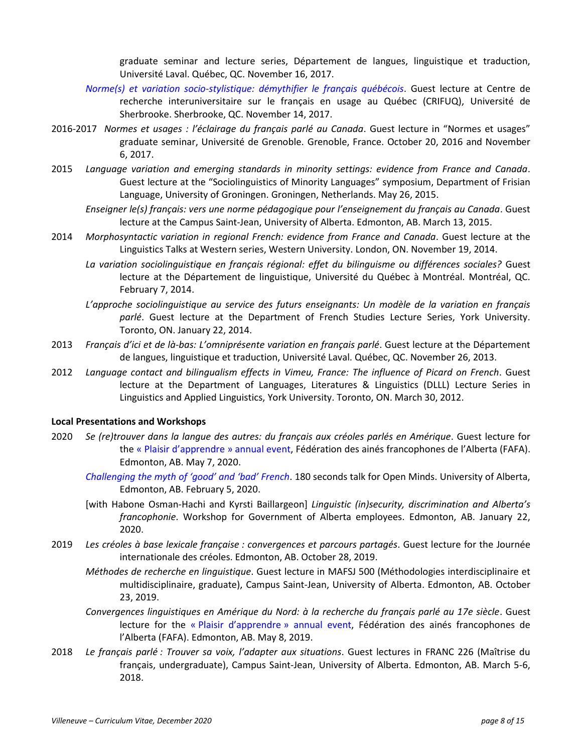graduate seminar and lecture series, Département de langues, linguistique et traduction, Université Laval. Québec, QC. November 16, 2017.

*Norme(s) et variation socio-stylistique: démythifier le français québécois*. Guest lecture at Centre de recherche interuniversitaire sur le français en usage au Québec (CRIFUQ), Université de Sherbrooke. Sherbrooke, QC. November 14, 2017.

2016-2017 *Normes et usages : l'éclairage du français parlé au Canada*. Guest lecture in "Normes et usages" graduate seminar, Université de Grenoble. Grenoble, France. October 20, 2016 and November 6, 2017.

2015 *Language variation and emerging standards in minority settings: evidence from France and Canada*. Guest lecture at the "Sociolinguistics of Minority Languages" symposium, Department of Frisian Language, University of Groningen. Groningen, Netherlands. May 26, 2015.

*Enseigner le(s) français: vers une norme pédagogique pour l'enseignement du français au Canada*. Guest lecture at the Campus Saint-Jean, University of Alberta. Edmonton, AB. March 13, 2015.

2014 *Morphosyntactic variation in regional French: evidence from France and Canada*. Guest lecture at the Linguistics Talks at Western series, Western University. London, ON. November 19, 2014.

*La variation sociolinguistique en français régional: effet du bilinguisme ou différences sociales?* Guest lecture at the Département de linguistique, Université du Québec à Montréal. Montréal, QC. February 7, 2014.

*L'approche sociolinguistique au service des futurs enseignants: Un modèle de la variation en français parlé*. Guest lecture at the Department of French Studies Lecture Series, York University. Toronto, ON. January 22, 2014.

2013 *Français d'ici et de là-bas: L'omniprésente variation en français parlé*. Guest lecture at the Département de langues, linguistique et traduction, Université Laval. Québec, QC. November 26, 2013.

2012 *Language contact and bilingualism effects in Vimeu, France: The influence of Picard on French*. Guest lecture at the Department of Languages, Literatures & Linguistics (DLLL) Lecture Series in Linguistics and Applied Linguistics, York University. Toronto, ON. March 30, 2012.

**Local Presentations and Workshops**

2020 *Se (re)trouver dans la langue des autres: du français aux créoles parlés en Amérique*. Guest lecture for the « Plaisir d'apprendre » annual event, Fédération des ainés francophones de l'Alberta (FAFA). Edmonton, AB. May 7, 2020.

*Challenging the myth of 'good' and 'bad' French*. 180 seconds talk for Open Minds. University of Alberta, Edmonton, AB. February 5, 2020.

[with Habone Osman-Hachi and Kyrsti Baillargeon] *Linguistic (in)security, discrimination and Alberta's francophonie*. Workshop for Government of Alberta employees. Edmonton, AB. January 22, 2020.

2019 *Les créoles à base lexicale française : convergences et parcours partagés*. Guest lecture for the Journée internationale des créoles. Edmonton, AB. October 28, 2019.

*Méthodes de recherche en linguistique*. Guest lecture in MAFSJ 500 (Méthodologies interdisciplinaire et multidisciplinaire, graduate), Campus Saint-Jean, University of Alberta. Edmonton, AB. October 23, 2019.

*Convergences linguistiques en Amérique du Nord: à la recherche du français parlé au 17e siècle*. Guest lecture for the « Plaisir d'apprendre » annual event, Fédération des ainés francophones de l'Alberta (FAFA). Edmonton, AB. May 8, 2019.

2018 *Le français parlé : Trouver sa voix, l'adapter aux situations*. Guest lectures in FRANC 226 (Maîtrise du français, undergraduate), Campus Saint-Jean, University of Alberta. Edmonton, AB. March 5-6, 2018.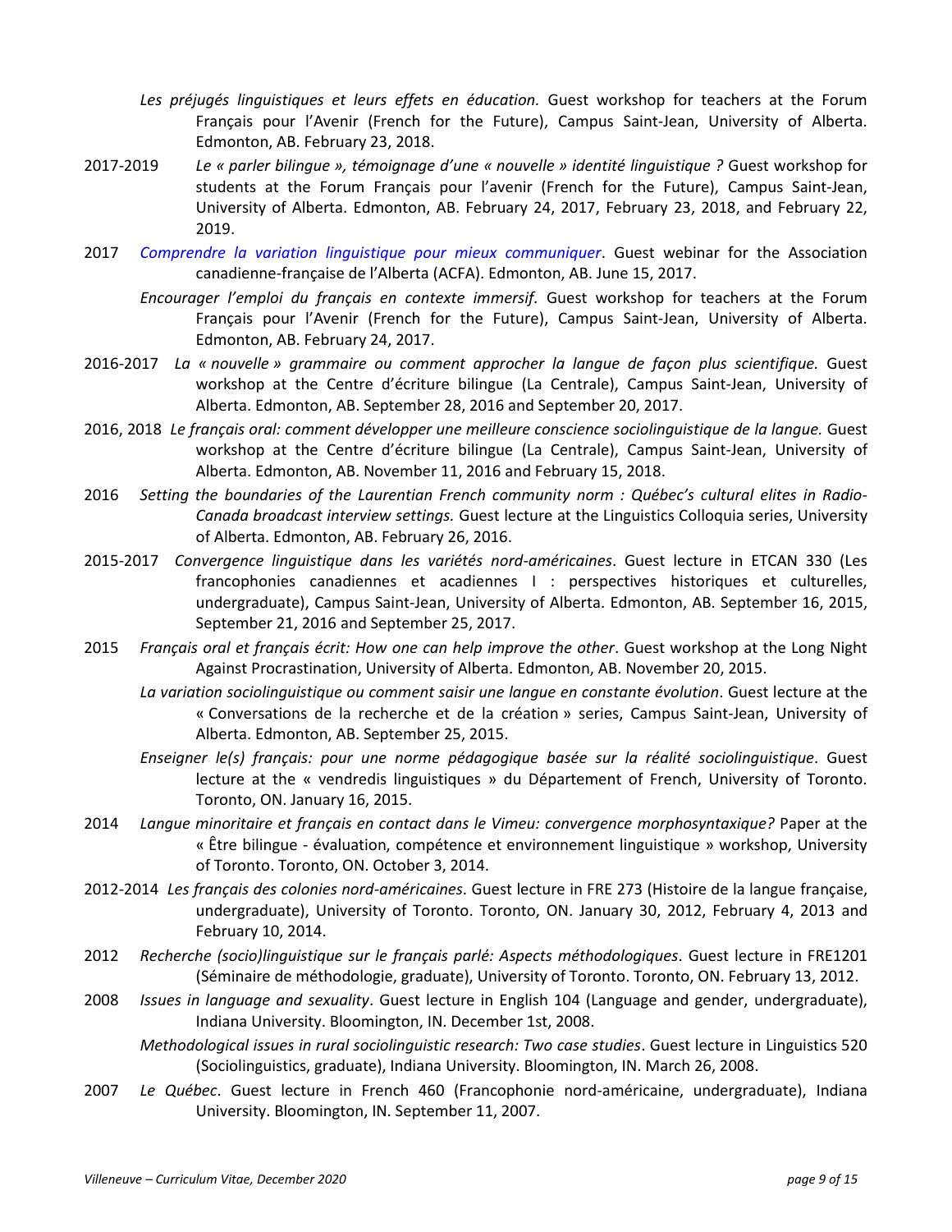*Les préjugés linguistiques et leurs effets en éducation.* Guest workshop for teachers at the Forum Français pour l'Avenir (French for the Future), Campus Saint-Jean, University of Alberta. Edmonton, AB. February 23, 2018.

2017-2019 *Le « parler bilingue », témoignage d'une « nouvelle » identité linguistique ?* Guest workshop for students at the Forum Français pour l'avenir (French for the Future), Campus Saint-Jean, University of Alberta. Edmonton, AB. February 24, 2017, February 23, 2018, and February 22, 2019.

2017 *Comprendre la variation linguistique pour mieux communiquer*. Guest webinar for the Association canadienne-française de l'Alberta (ACFA). Edmonton, AB. June 15, 2017.

*Encourager l'emploi du français en contexte immersif.* Guest workshop for teachers at the Forum Français pour l'Avenir (French for the Future), Campus Saint-Jean, University of Alberta. Edmonton, AB. February 24, 2017.

2016-2017 *La « nouvelle » grammaire ou comment approcher la langue de façon plus scientifique.* Guest workshop at the Centre d'écriture bilingue (La Centrale), Campus Saint-Jean, University of Alberta. Edmonton, AB. September 28, 2016 and September 20, 2017.

2016, 2018 *Le français oral: comment développer une meilleure conscience sociolinguistique de la langue.* Guest workshop at the Centre d'écriture bilingue (La Centrale), Campus Saint-Jean, University of Alberta. Edmonton, AB. November 11, 2016 and February 15, 2018.

2016 *Setting the boundaries of the Laurentian French community norm : Québec's cultural elites in Radio-Canada broadcast interview settings.* Guest lecture at the Linguistics Colloquia series, University of Alberta. Edmonton, AB. February 26, 2016.

2015-2017 *Convergence linguistique dans les variétés nord-américaines*. Guest lecture in ETCAN 330 (Les francophonies canadiennes et acadiennes I : perspectives historiques et culturelles, undergraduate), Campus Saint-Jean, University of Alberta. Edmonton, AB. September 16, 2015, September 21, 2016 and September 25, 2017.

2015 *Français oral et français écrit: How one can help improve the other*. Guest workshop at the Long Night Against Procrastination, University of Alberta. Edmonton, AB. November 20, 2015.

*La variation sociolinguistique ou comment saisir une langue en constante évolution*. Guest lecture at the « Conversations de la recherche et de la création » series, Campus Saint-Jean, University of Alberta. Edmonton, AB. September 25, 2015.

*Enseigner le(s) français: pour une norme pédagogique basée sur la réalité sociolinguistique*. Guest lecture at the « vendredis linguistiques » du Département of French, University of Toronto. Toronto, ON. January 16, 2015.

2014 *Langue minoritaire et français en contact dans le Vimeu: convergence morphosyntaxique?* Paper at the « Être bilingue - évaluation, compétence et environnement linguistique » workshop, University of Toronto. Toronto, ON. October 3, 2014.

2012-2014 *Les français des colonies nord-américaines*. Guest lecture in FRE 273 (Histoire de la langue française, undergraduate), University of Toronto. Toronto, ON. January 30, 2012, February 4, 2013 and February 10, 2014.

2012 *Recherche (socio)linguistique sur le français parlé: Aspects méthodologiques*. Guest lecture in FRE1201 (Séminaire de méthodologie, graduate), University of Toronto. Toronto, ON. February 13, 2012.

2008 *Issues in language and sexuality*. Guest lecture in English 104 (Language and gender, undergraduate), Indiana University. Bloomington, IN. December 1st, 2008.

*Methodological issues in rural sociolinguistic research: Two case studies*. Guest lecture in Linguistics 520 (Sociolinguistics, graduate), Indiana University. Bloomington, IN. March 26, 2008.

2007 *Le Québec*. Guest lecture in French 460 (Francophonie nord-américaine, undergraduate), Indiana University. Bloomington, IN. September 11, 2007.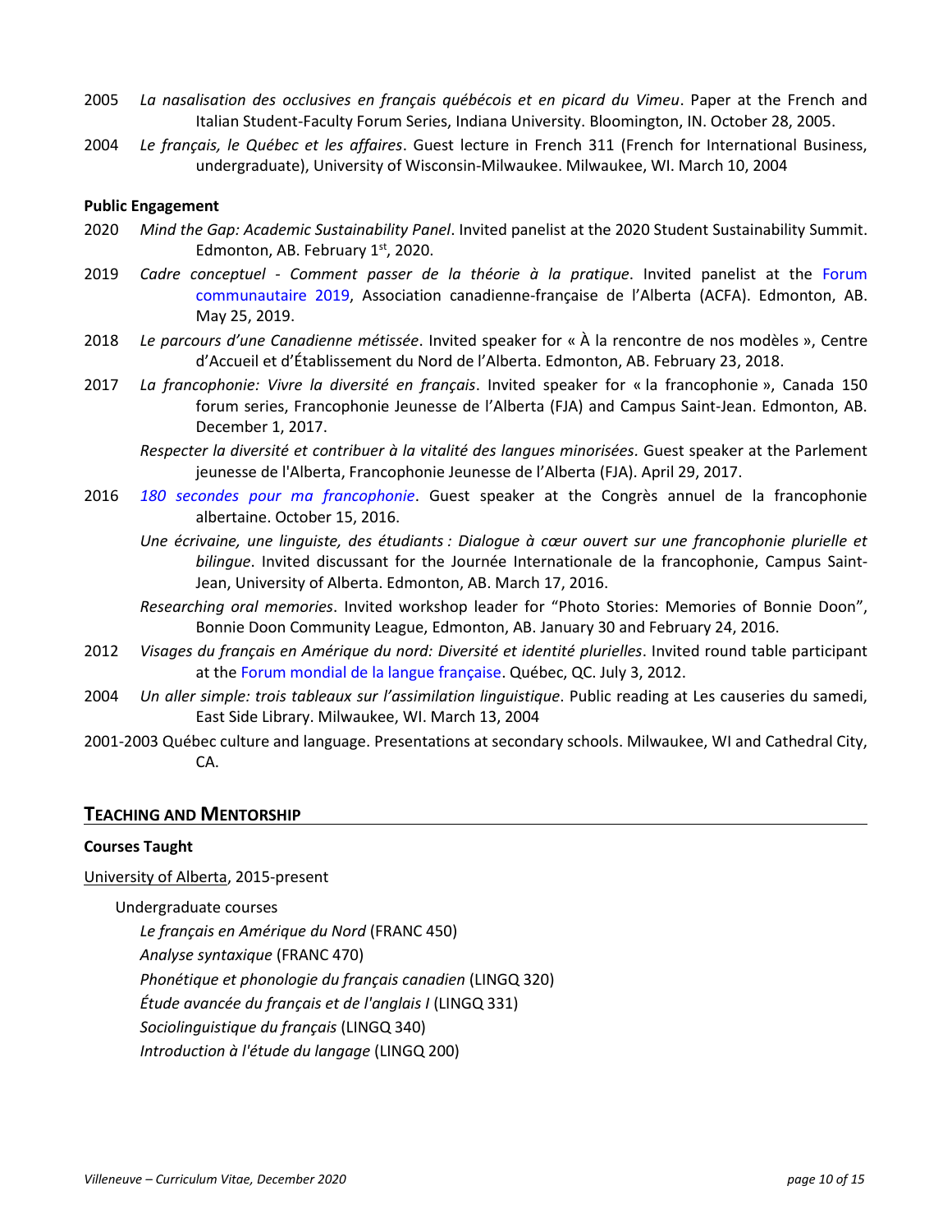2005 *La nasalisation des occlusives en français québécois et en picard du Vimeu*. Paper at the French and Italian Student-Faculty Forum Series, Indiana University. Bloomington, IN. October 28, 2005.

2004 *Le français, le Québec et les affaires*. Guest lecture in French 311 (French for International Business, undergraduate), University of Wisconsin-Milwaukee. Milwaukee, WI. March 10, 2004

**Public Engagement**

2020 *Mind the Gap: Academic Sustainability Panel*. Invited panelist at the 2020 Student Sustainability Summit. Edmonton, AB. February 1st, 2020.

2019 *Cadre conceptuel - Comment passer de la théorie à la pratique*. Invited panelist at the Forum communautaire 2019, Association canadienne-française de l'Alberta (ACFA). Edmonton, AB. May 25, 2019.

2018 *Le parcours d'une Canadienne métissée*. Invited speaker for « À la rencontre de nos modèles », Centre d'Accueil et d'Établissement du Nord de l'Alberta. Edmonton, AB. February 23, 2018.

2017 *La francophonie: Vivre la diversité en français*. Invited speaker for « la francophonie », Canada 150 forum series, Francophonie Jeunesse de l'Alberta (FJA) and Campus Saint-Jean. Edmonton, AB. December 1, 2017.

*Respecter la diversité et contribuer à la vitalité des langues minorisées.* Guest speaker at the Parlement jeunesse de l'Alberta, Francophonie Jeunesse de l'Alberta (FJA). April 29, 2017.

2016 *180 secondes pour ma francophonie*. Guest speaker at the Congrès annuel de la francophonie albertaine. October 15, 2016.

*Une écrivaine, une linguiste, des étudiants : Dialogue à cœur ouvert sur une francophonie plurielle et bilingue*. Invited discussant for the Journée Internationale de la francophonie, Campus Saint-Jean, University of Alberta. Edmonton, AB. March 17, 2016.

*Researching oral memories*. Invited workshop leader for "Photo Stories: Memories of Bonnie Doon", Bonnie Doon Community League, Edmonton, AB. January 30 and February 24, 2016.

2012 *Visages du français en Amérique du nord: Diversité et identité plurielles*. Invited round table participant at the Forum mondial de la langue française. Québec, QC. July 3, 2012.

2004 *Un aller simple: trois tableaux sur l'assimilation linguistique*. Public reading at Les causeries du samedi, East Side Library. Milwaukee, WI. March 13, 2004

2001-2003 Québec culture and language. Presentations at secondary schools. Milwaukee, WI and Cathedral City, CA.

## Teaching and Mentorship

**Courses Taught**

University of Alberta, 2015-present

Undergraduate courses

*Le français en Amérique du Nord* (FRANC 450)
*Analyse syntaxique* (FRANC 470)
*Phonétique et phonologie du français canadien* (LINGQ 320)
*Étude avancée du français et de l'anglais I* (LINGQ 331)
*Sociolinguistique du français* (LINGQ 340)
*Introduction à l'étude du langage* (LINGQ 200)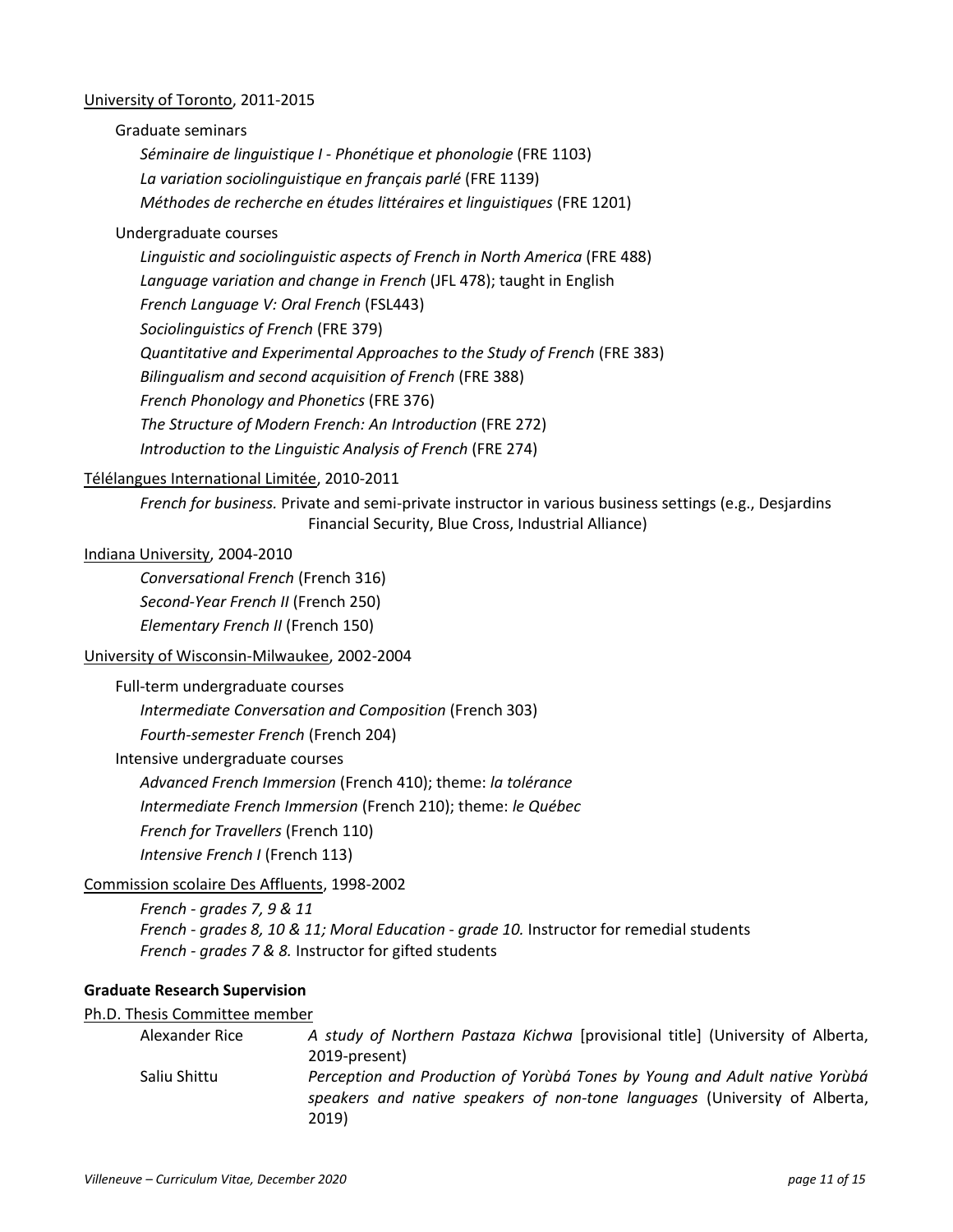University of Toronto, 2011-2015

Graduate seminars

*Séminaire de linguistique I - Phonétique et phonologie* (FRE 1103)
*La variation sociolinguistique en français parlé* (FRE 1139)
*Méthodes de recherche en études littéraires et linguistiques* (FRE 1201)

Undergraduate courses

*Linguistic and sociolinguistic aspects of French in North America* (FRE 488)
*Language variation and change in French* (JFL 478); taught in English
*French Language V: Oral French* (FSL443)
*Sociolinguistics of French* (FRE 379)
*Quantitative and Experimental Approaches to the Study of French* (FRE 383)
*Bilingualism and second acquisition of French* (FRE 388)
*French Phonology and Phonetics* (FRE 376)
*The Structure of Modern French: An Introduction* (FRE 272)
*Introduction to the Linguistic Analysis of French* (FRE 274)

Télélangues International Limitée, 2010-2011

*French for business.* Private and semi-private instructor in various business settings (e.g., Desjardins Financial Security, Blue Cross, Industrial Alliance)

Indiana University, 2004-2010

*Conversational French* (French 316)
*Second-Year French II* (French 250)
*Elementary French II* (French 150)

University of Wisconsin-Milwaukee, 2002-2004

Full-term undergraduate courses

*Intermediate Conversation and Composition* (French 303)
*Fourth-semester French* (French 204)

Intensive undergraduate courses

*Advanced French Immersion* (French 410); theme: *la tolérance*
*Intermediate French Immersion* (French 210); theme: *le Québec*
*French for Travellers* (French 110)
*Intensive French I* (French 113)

Commission scolaire Des Affluents, 1998-2002

*French - grades 7, 9 & 11*
*French - grades 8, 10 & 11; Moral Education - grade 10.* Instructor for remedial students
*French - grades 7 & 8.* Instructor for gifted students

**Graduate Research Supervision**

Ph.D. Thesis Committee member

| | |
|---|---|
| Alexander Rice | *A study of Northern Pastaza Kichwa* [provisional title] (University of Alberta, 2019-present) |
| Saliu Shittu | *Perception and Production of Yorùbá Tones by Young and Adult native Yorùbá speakers and native speakers of non-tone languages* (University of Alberta, 2019) |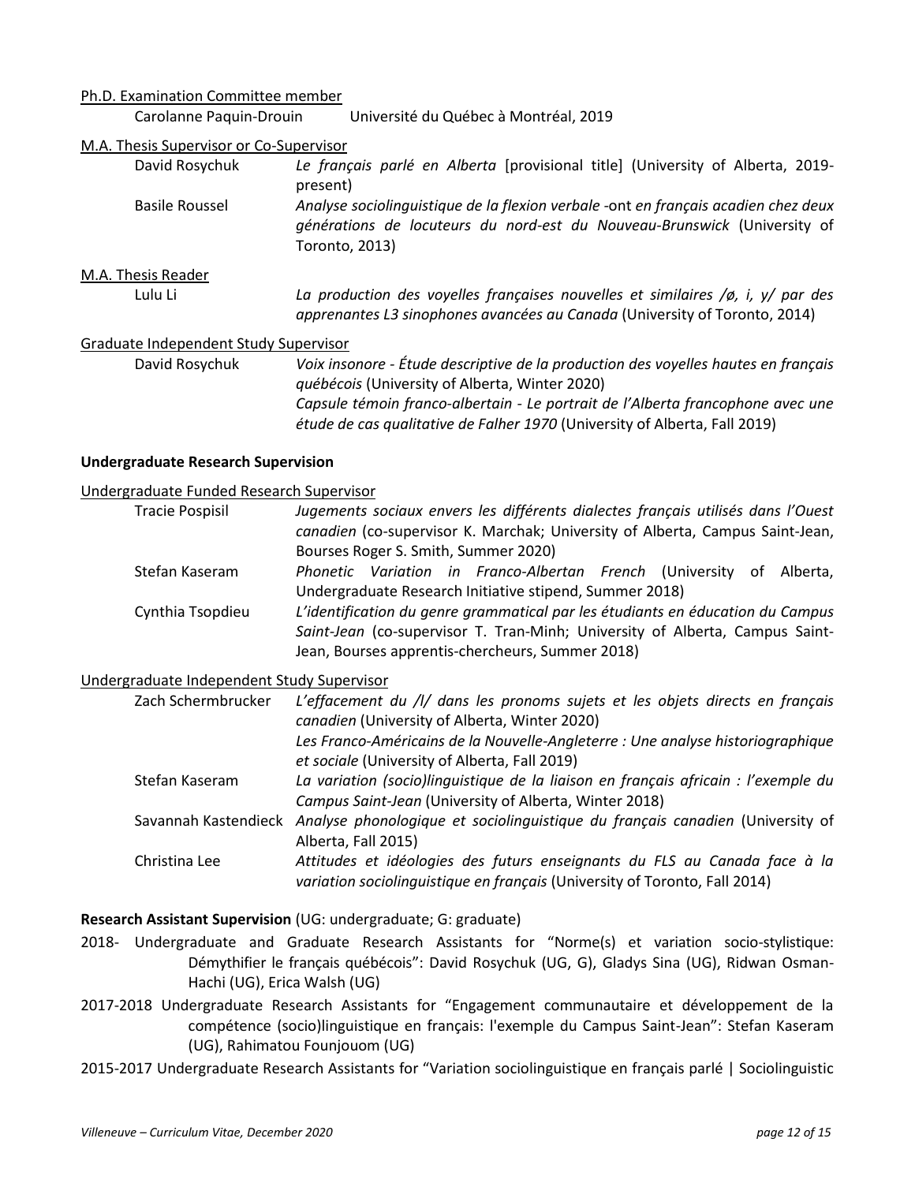Ph.D. Examination Committee member

Carolanne Paquin-Drouin — Université du Québec à Montréal, 2019

M.A. Thesis Supervisor or Co-Supervisor

David Rosychuk — *Le français parlé en Alberta* [provisional title] (University of Alberta, 2019-present)

Basile Roussel — *Analyse sociolinguistique de la flexion verbale -ont en français acadien chez deux générations de locuteurs du nord-est du Nouveau-Brunswick* (University of Toronto, 2013)

M.A. Thesis Reader

Lulu Li — *La production des voyelles françaises nouvelles et similaires /ø, i, y/ par des apprenantes L3 sinophones avancées au Canada* (University of Toronto, 2014)

Graduate Independent Study Supervisor

David Rosychuk — *Voix insonore - Étude descriptive de la production des voyelles hautes en français québécois* (University of Alberta, Winter 2020)
*Capsule témoin franco-albertain - Le portrait de l'Alberta francophone avec une étude de cas qualitative de Falher 1970* (University of Alberta, Fall 2019)

**Undergraduate Research Supervision**

Undergraduate Funded Research Supervisor

Tracie Pospisil — *Jugements sociaux envers les différents dialectes français utilisés dans l'Ouest canadien* (co-supervisor K. Marchak; University of Alberta, Campus Saint-Jean, Bourses Roger S. Smith, Summer 2020)

Stefan Kaseram — *Phonetic Variation in Franco-Albertan French* (University of Alberta, Undergraduate Research Initiative stipend, Summer 2018)

Cynthia Tsopdieu — *L'identification du genre grammatical par les étudiants en éducation du Campus Saint-Jean* (co-supervisor T. Tran-Minh; University of Alberta, Campus Saint-Jean, Bourses apprentis-chercheurs, Summer 2018)

Undergraduate Independent Study Supervisor

Zach Schermbrucker — *L'effacement du /l/ dans les pronoms sujets et les objets directs en français canadien* (University of Alberta, Winter 2020)
*Les Franco-Américains de la Nouvelle-Angleterre : Une analyse historiographique et sociale* (University of Alberta, Fall 2019)

Stefan Kaseram — *La variation (socio)linguistique de la liaison en français africain : l'exemple du Campus Saint-Jean* (University of Alberta, Winter 2018)

Savannah Kastendieck — *Analyse phonologique et sociolinguistique du français canadien* (University of Alberta, Fall 2015)

Christina Lee — *Attitudes et idéologies des futurs enseignants du FLS au Canada face à la variation sociolinguistique en français* (University of Toronto, Fall 2014)

**Research Assistant Supervision** (UG: undergraduate; G: graduate)

2018- Undergraduate and Graduate Research Assistants for "Norme(s) et variation socio-stylistique: Démythifier le français québécois": David Rosychuk (UG, G), Gladys Sina (UG), Ridwan Osman-Hachi (UG), Erica Walsh (UG)

2017-2018 Undergraduate Research Assistants for "Engagement communautaire et développement de la compétence (socio)linguistique en français: l'exemple du Campus Saint-Jean": Stefan Kaseram (UG), Rahimatou Founjouom (UG)

2015-2017 Undergraduate Research Assistants for "Variation sociolinguistique en français parlé | Sociolinguistic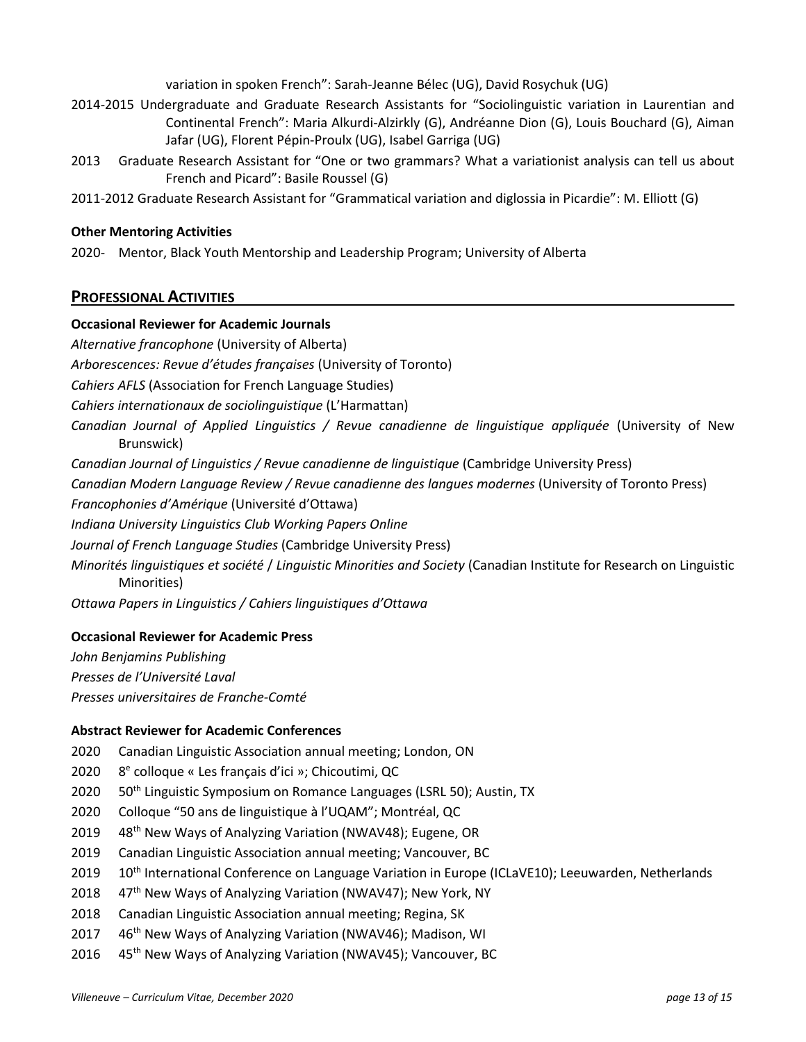variation in spoken French": Sarah-Jeanne Bélec (UG), David Rosychuk (UG)

2014-2015 Undergraduate and Graduate Research Assistants for "Sociolinguistic variation in Laurentian and Continental French": Maria Alkurdi-Alzirkly (G), Andréanne Dion (G), Louis Bouchard (G), Aiman Jafar (UG), Florent Pépin-Proulx (UG), Isabel Garriga (UG)

2013 Graduate Research Assistant for "One or two grammars? What a variationist analysis can tell us about French and Picard": Basile Roussel (G)

2011-2012 Graduate Research Assistant for "Grammatical variation and diglossia in Picardie": M. Elliott (G)

**Other Mentoring Activities**

2020- Mentor, Black Youth Mentorship and Leadership Program; University of Alberta

## PROFESSIONAL ACTIVITIES

**Occasional Reviewer for Academic Journals**

*Alternative francophone* (University of Alberta)

*Arborescences: Revue d'études françaises* (University of Toronto)

*Cahiers AFLS* (Association for French Language Studies)

*Cahiers internationaux de sociolinguistique* (L'Harmattan)

*Canadian Journal of Applied Linguistics / Revue canadienne de linguistique appliquée* (University of New Brunswick)

*Canadian Journal of Linguistics / Revue canadienne de linguistique* (Cambridge University Press)

*Canadian Modern Language Review / Revue canadienne des langues modernes* (University of Toronto Press)

*Francophonies d'Amérique* (Université d'Ottawa)

*Indiana University Linguistics Club Working Papers Online*

*Journal of French Language Studies* (Cambridge University Press)

*Minorités linguistiques et société* / *Linguistic Minorities and Society* (Canadian Institute for Research on Linguistic Minorities)

*Ottawa Papers in Linguistics / Cahiers linguistiques d'Ottawa*

**Occasional Reviewer for Academic Press**

*John Benjamins Publishing*

*Presses de l'Université Laval*

*Presses universitaires de Franche-Comté*

**Abstract Reviewer for Academic Conferences**

2020 Canadian Linguistic Association annual meeting; London, ON

2020 8e colloque « Les français d'ici »; Chicoutimi, QC

2020 50th Linguistic Symposium on Romance Languages (LSRL 50); Austin, TX

2020 Colloque "50 ans de linguistique à l'UQAM"; Montréal, QC

2019 48th New Ways of Analyzing Variation (NWAV48); Eugene, OR

2019 Canadian Linguistic Association annual meeting; Vancouver, BC

2019 10th International Conference on Language Variation in Europe (ICLaVE10); Leeuwarden, Netherlands

2018 47th New Ways of Analyzing Variation (NWAV47); New York, NY

2018 Canadian Linguistic Association annual meeting; Regina, SK

2017 46th New Ways of Analyzing Variation (NWAV46); Madison, WI

2016 45th New Ways of Analyzing Variation (NWAV45); Vancouver, BC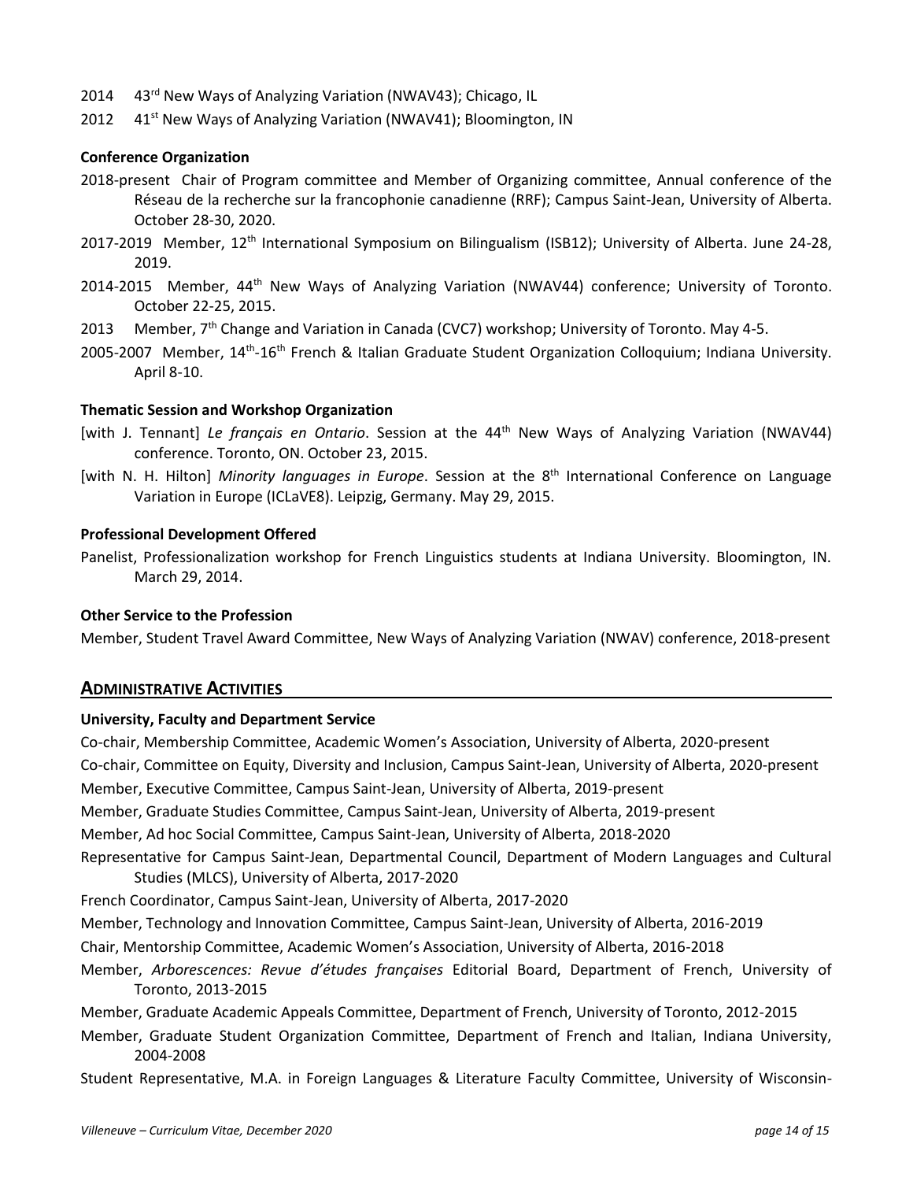2014 43rd New Ways of Analyzing Variation (NWAV43); Chicago, IL

2012 41st New Ways of Analyzing Variation (NWAV41); Bloomington, IN

**Conference Organization**

2018-present Chair of Program committee and Member of Organizing committee, Annual conference of the Réseau de la recherche sur la francophonie canadienne (RRF); Campus Saint-Jean, University of Alberta. October 28-30, 2020.

2017-2019 Member, 12th International Symposium on Bilingualism (ISB12); University of Alberta. June 24-28, 2019.

2014-2015 Member, 44th New Ways of Analyzing Variation (NWAV44) conference; University of Toronto. October 22-25, 2015.

2013 Member, 7th Change and Variation in Canada (CVC7) workshop; University of Toronto. May 4-5.

2005-2007 Member, 14th-16th French & Italian Graduate Student Organization Colloquium; Indiana University. April 8-10.

**Thematic Session and Workshop Organization**

[with J. Tennant] *Le français en Ontario*. Session at the 44th New Ways of Analyzing Variation (NWAV44) conference. Toronto, ON. October 23, 2015.

[with N. H. Hilton] *Minority languages in Europe*. Session at the 8th International Conference on Language Variation in Europe (ICLaVE8). Leipzig, Germany. May 29, 2015.

**Professional Development Offered**

Panelist, Professionalization workshop for French Linguistics students at Indiana University. Bloomington, IN. March 29, 2014.

**Other Service to the Profession**

Member, Student Travel Award Committee, New Ways of Analyzing Variation (NWAV) conference, 2018-present

## Administrative Activities

**University, Faculty and Department Service**

Co-chair, Membership Committee, Academic Women's Association, University of Alberta, 2020-present

Co-chair, Committee on Equity, Diversity and Inclusion, Campus Saint-Jean, University of Alberta, 2020-present

Member, Executive Committee, Campus Saint-Jean, University of Alberta, 2019-present

Member, Graduate Studies Committee, Campus Saint-Jean, University of Alberta, 2019-present

Member, Ad hoc Social Committee, Campus Saint-Jean, University of Alberta, 2018-2020

Representative for Campus Saint-Jean, Departmental Council, Department of Modern Languages and Cultural Studies (MLCS), University of Alberta, 2017-2020

French Coordinator, Campus Saint-Jean, University of Alberta, 2017-2020

Member, Technology and Innovation Committee, Campus Saint-Jean, University of Alberta, 2016-2019

Chair, Mentorship Committee, Academic Women's Association, University of Alberta, 2016-2018

Member, *Arborescences: Revue d'études françaises* Editorial Board, Department of French, University of Toronto, 2013-2015

Member, Graduate Academic Appeals Committee, Department of French, University of Toronto, 2012-2015

Member, Graduate Student Organization Committee, Department of French and Italian, Indiana University, 2004-2008

Student Representative, M.A. in Foreign Languages & Literature Faculty Committee, University of Wisconsin-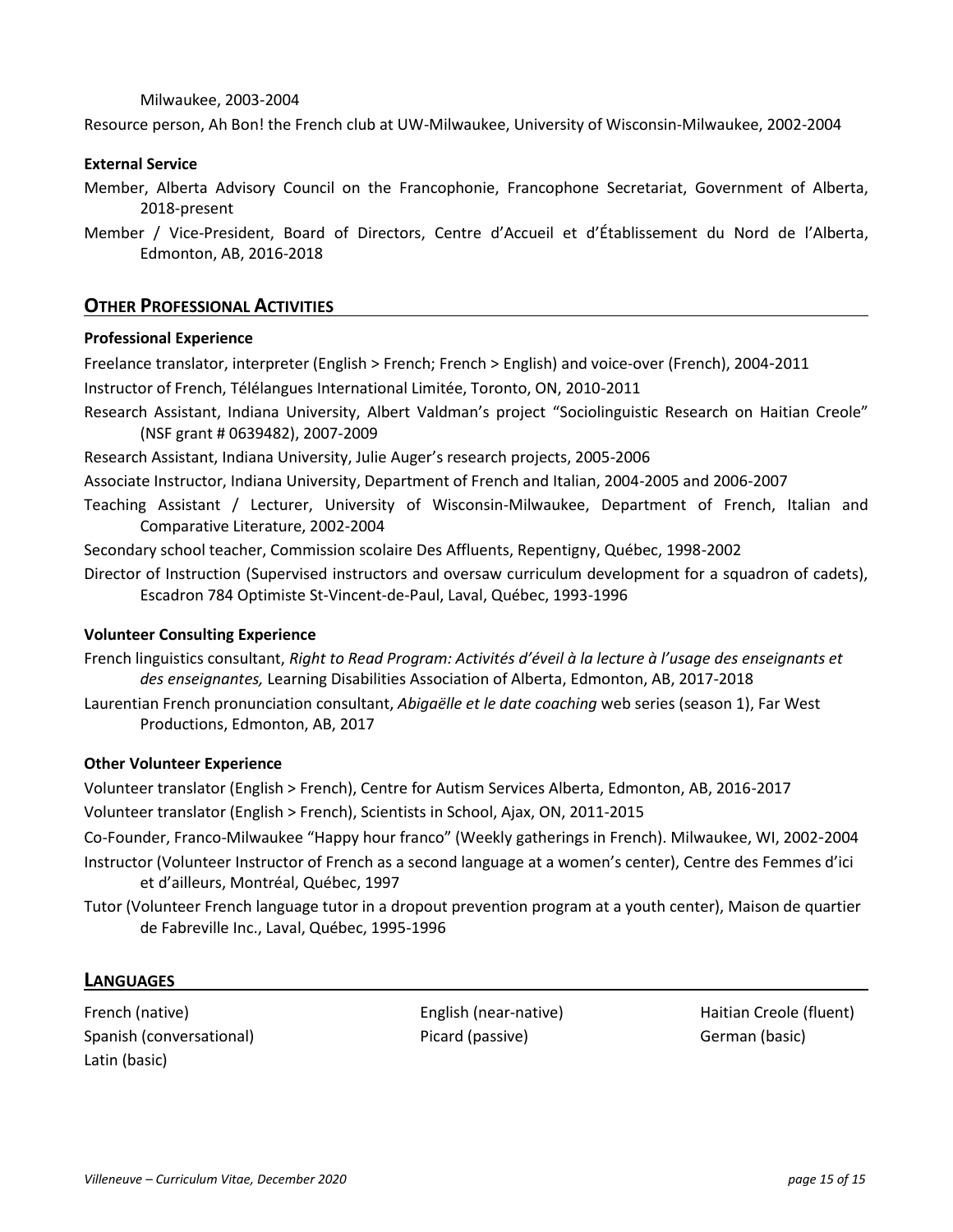Milwaukee, 2003-2004

Resource person, Ah Bon! the French club at UW-Milwaukee, University of Wisconsin-Milwaukee, 2002-2004

**External Service**

Member, Alberta Advisory Council on the Francophonie, Francophone Secretariat, Government of Alberta, 2018-present

Member / Vice-President, Board of Directors, Centre d'Accueil et d'Établissement du Nord de l'Alberta, Edmonton, AB, 2016-2018

## OTHER PROFESSIONAL ACTIVITIES

**Professional Experience**

Freelance translator, interpreter (English > French; French > English) and voice-over (French), 2004-2011

Instructor of French, Télélangues International Limitée, Toronto, ON, 2010-2011

Research Assistant, Indiana University, Albert Valdman's project "Sociolinguistic Research on Haitian Creole" (NSF grant # 0639482), 2007-2009

Research Assistant, Indiana University, Julie Auger's research projects, 2005-2006

Associate Instructor, Indiana University, Department of French and Italian, 2004-2005 and 2006-2007

Teaching Assistant / Lecturer, University of Wisconsin-Milwaukee, Department of French, Italian and Comparative Literature, 2002-2004

Secondary school teacher, Commission scolaire Des Affluents, Repentigny, Québec, 1998-2002

Director of Instruction (Supervised instructors and oversaw curriculum development for a squadron of cadets), Escadron 784 Optimiste St-Vincent-de-Paul, Laval, Québec, 1993-1996

**Volunteer Consulting Experience**

French linguistics consultant, *Right to Read Program: Activités d'éveil à la lecture à l'usage des enseignants et des enseignantes,* Learning Disabilities Association of Alberta, Edmonton, AB, 2017-2018

Laurentian French pronunciation consultant, *Abigaëlle et le date coaching* web series (season 1), Far West Productions, Edmonton, AB, 2017

**Other Volunteer Experience**

Volunteer translator (English > French), Centre for Autism Services Alberta, Edmonton, AB, 2016-2017

Volunteer translator (English > French), Scientists in School, Ajax, ON, 2011-2015

Co-Founder, Franco-Milwaukee "Happy hour franco" (Weekly gatherings in French). Milwaukee, WI, 2002-2004

Instructor (Volunteer Instructor of French as a second language at a women's center), Centre des Femmes d'ici et d'ailleurs, Montréal, Québec, 1997

Tutor (Volunteer French language tutor in a dropout prevention program at a youth center), Maison de quartier de Fabreville Inc., Laval, Québec, 1995-1996

## LANGUAGES

French (native)
English (near-native)
Haitian Creole (fluent)
Spanish (conversational)
Picard (passive)
German (basic)
Latin (basic)